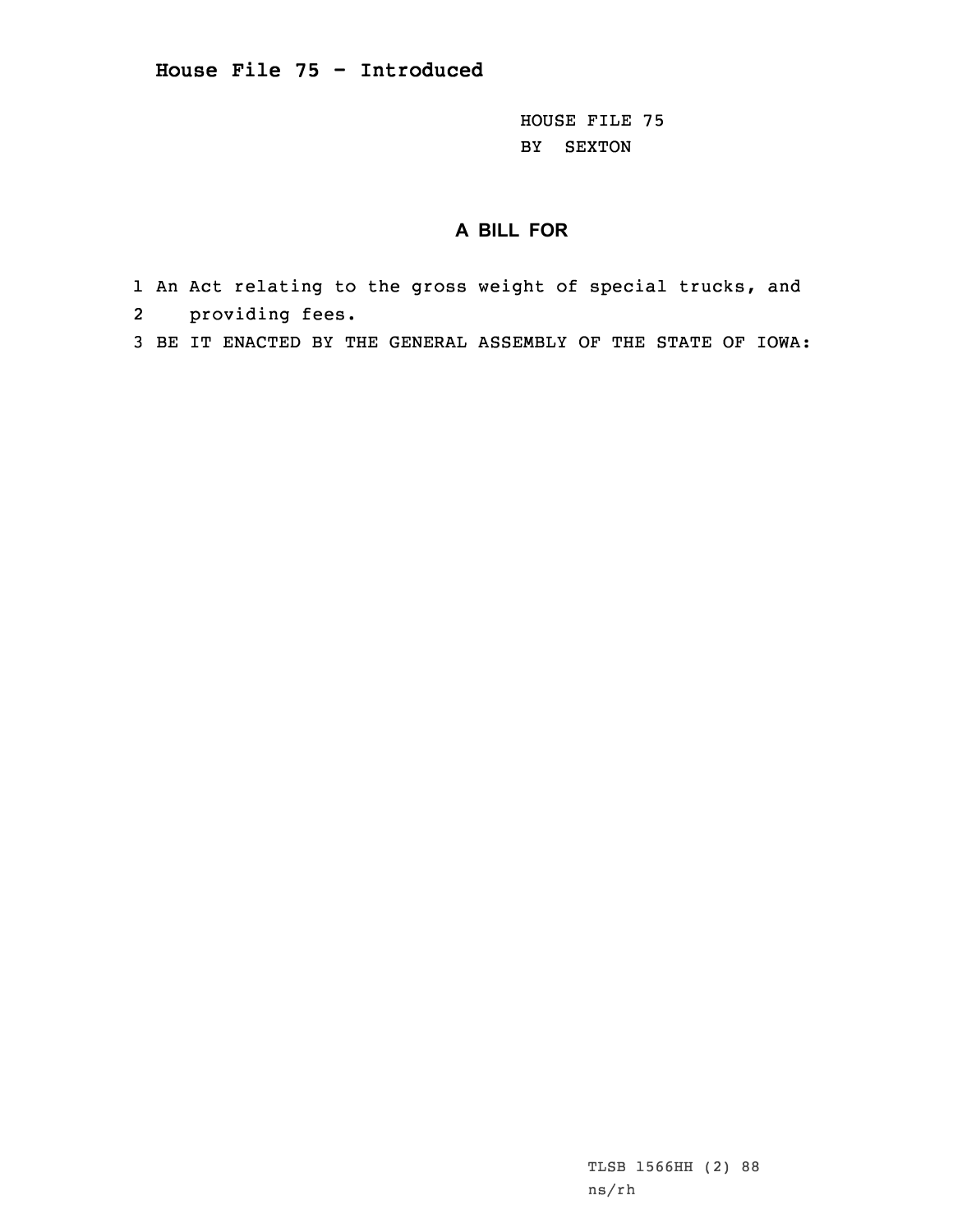## House File 75 - Introduced

HOUSE FILE 75
BY SEXTON

**A BILL FOR**

1 An Act relating to the gross weight of special trucks, and
2 providing fees.
3 BE IT ENACTED BY THE GENERAL ASSEMBLY OF THE STATE OF IOWA:

TLSB 1566HH (2) 88
ns/rh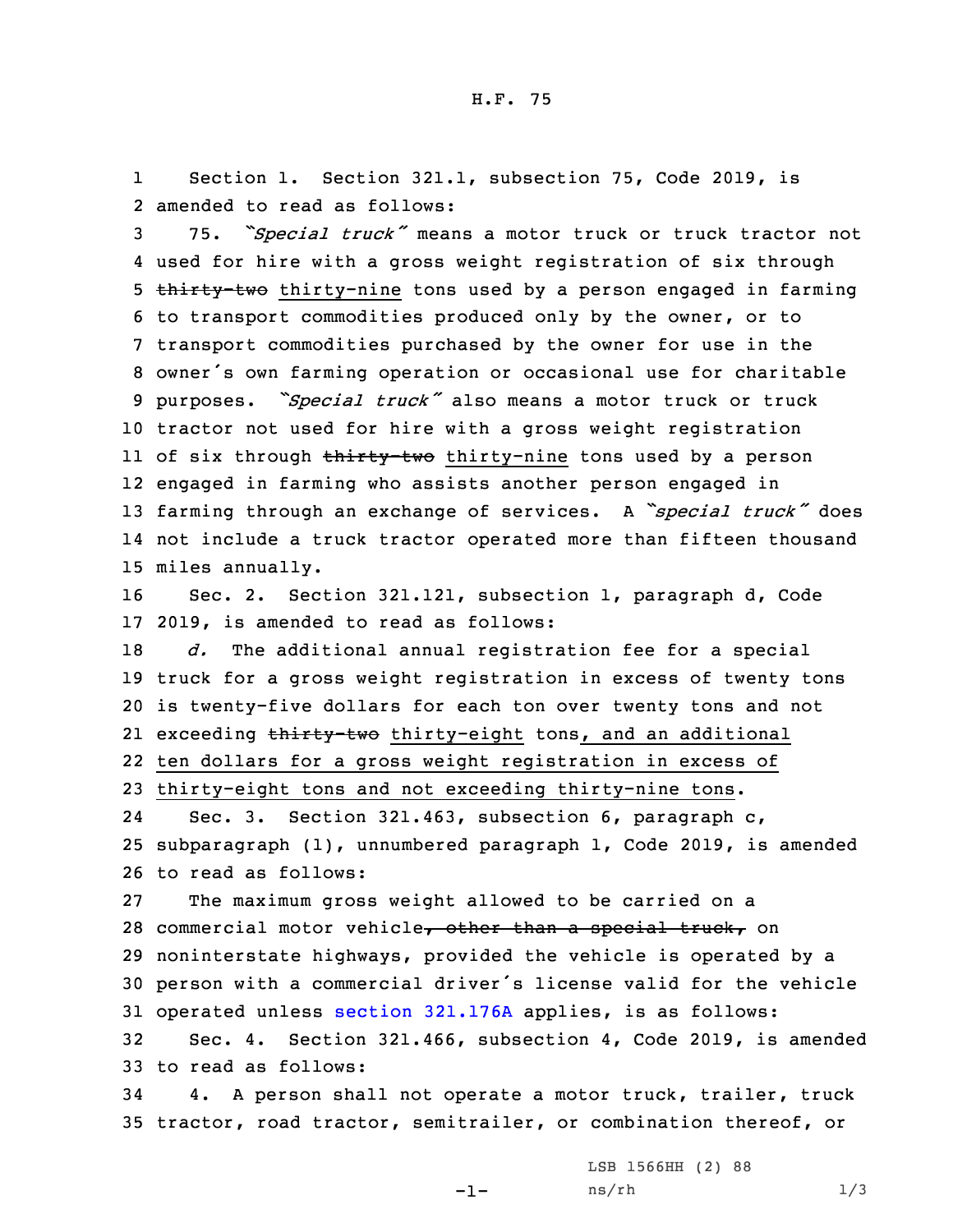Section 1. Section 321.1, subsection 75, Code 2019, is amended to read as follows:

75. *"Special truck"* means a motor truck or truck tractor not used for hire with a gross weight registration of six through ~~thirty-two~~ thirty-nine tons used by a person engaged in farming to transport commodities produced only by the owner, or to transport commodities purchased by the owner for use in the owner's own farming operation or occasional use for charitable purposes. *"Special truck"* also means a motor truck or truck tractor not used for hire with a gross weight registration of six through ~~thirty-two~~ thirty-nine tons used by a person engaged in farming who assists another person engaged in farming through an exchange of services. A *"special truck"* does not include a truck tractor operated more than fifteen thousand miles annually.

Sec. 2. Section 321.121, subsection 1, paragraph d, Code 2019, is amended to read as follows:

*d.* The additional annual registration fee for a special truck for a gross weight registration in excess of twenty tons is twenty-five dollars for each ton over twenty tons and not exceeding ~~thirty-two~~ thirty-eight tons, and an additional ten dollars for a gross weight registration in excess of thirty-eight tons and not exceeding thirty-nine tons.

Sec. 3. Section 321.463, subsection 6, paragraph c, subparagraph (1), unnumbered paragraph 1, Code 2019, is amended to read as follows:

The maximum gross weight allowed to be carried on a commercial motor vehicle~~, other than a special truck,~~ on noninterstate highways, provided the vehicle is operated by a person with a commercial driver's license valid for the vehicle operated unless section 321.176A applies, is as follows:

Sec. 4. Section 321.466, subsection 4, Code 2019, is amended to read as follows:

4. A person shall not operate a motor truck, trailer, truck tractor, road tractor, semitrailer, or combination thereof, or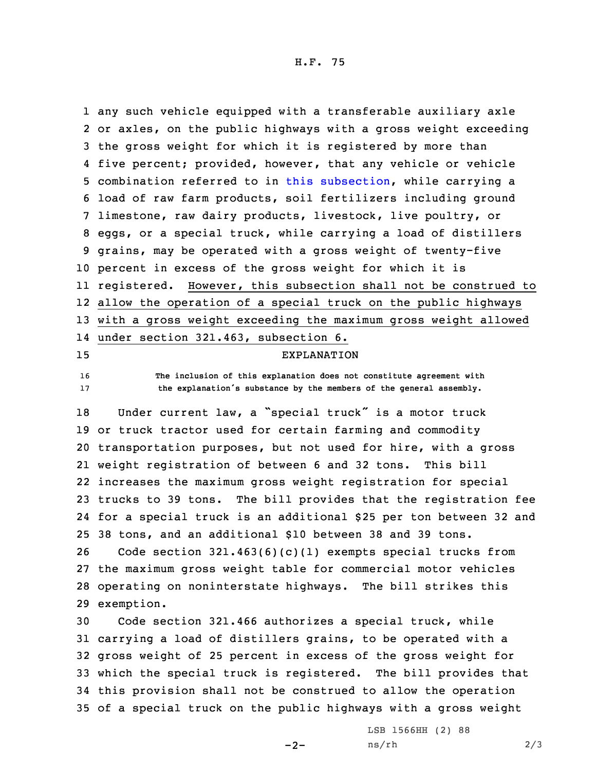any such vehicle equipped with a transferable auxiliary axle or axles, on the public highways with a gross weight exceeding the gross weight for which it is registered by more than five percent; provided, however, that any vehicle or vehicle combination referred to in this subsection, while carrying a load of raw farm products, soil fertilizers including ground limestone, raw dairy products, livestock, live poultry, or eggs, or a special truck, while carrying a load of distillers grains, may be operated with a gross weight of twenty-five percent in excess of the gross weight for which it is registered. However, this subsection shall not be construed to allow the operation of a special truck on the public highways with a gross weight exceeding the maximum gross weight allowed under section 321.463, subsection 6.

EXPLANATION

The inclusion of this explanation does not constitute agreement with the explanation's substance by the members of the general assembly.

Under current law, a "special truck" is a motor truck or truck tractor used for certain farming and commodity transportation purposes, but not used for hire, with a gross weight registration of between 6 and 32 tons. This bill increases the maximum gross weight registration for special trucks to 39 tons. The bill provides that the registration fee for a special truck is an additional $25 per ton between 32 and 38 tons, and an additional $10 between 38 and 39 tons.

Code section 321.463(6)(c)(1) exempts special trucks from the maximum gross weight table for commercial motor vehicles operating on noninterstate highways. The bill strikes this exemption.

Code section 321.466 authorizes a special truck, while carrying a load of distillers grains, to be operated with a gross weight of 25 percent in excess of the gross weight for which the special truck is registered. The bill provides that this provision shall not be construed to allow the operation of a special truck on the public highways with a gross weight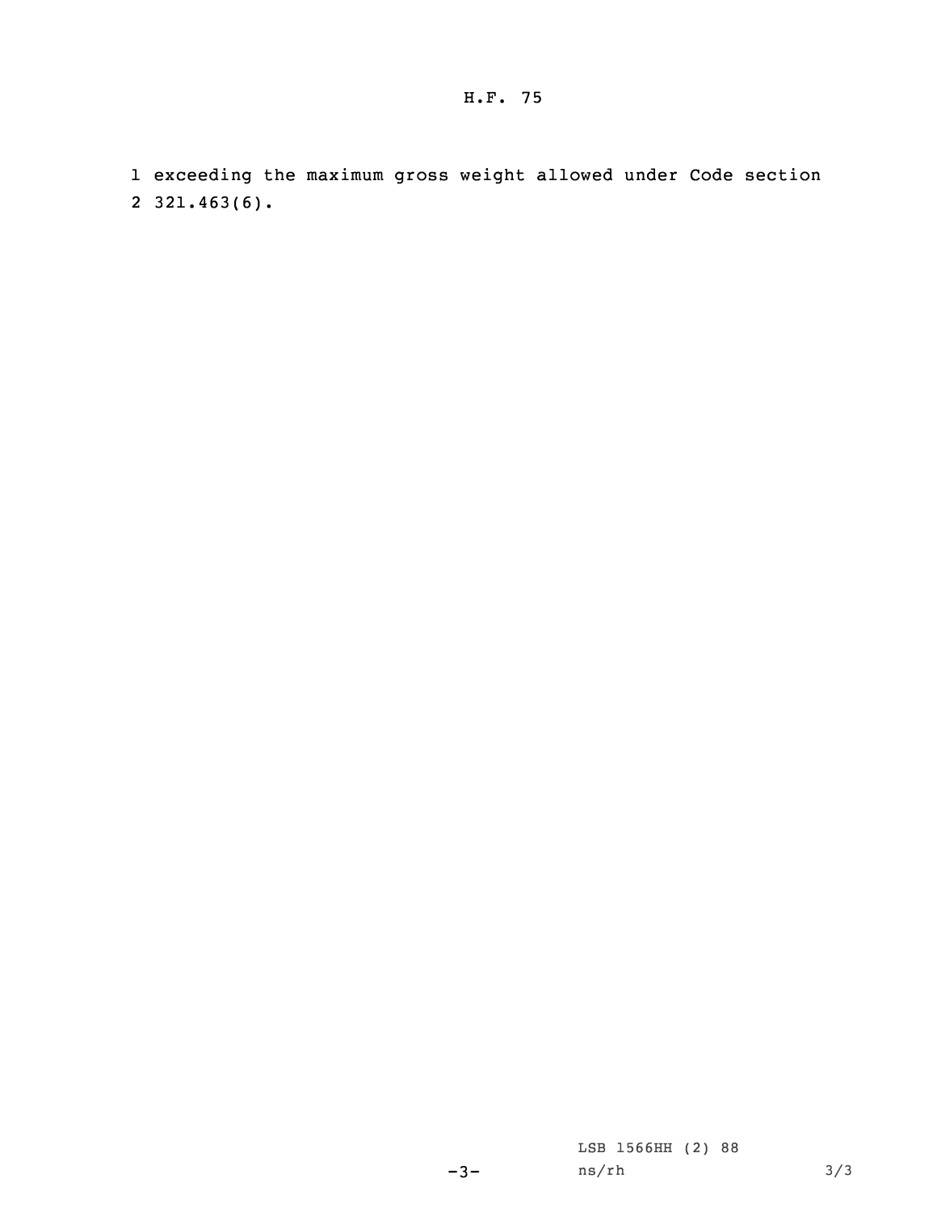exceeding the maximum gross weight allowed under Code section 321.463(6).